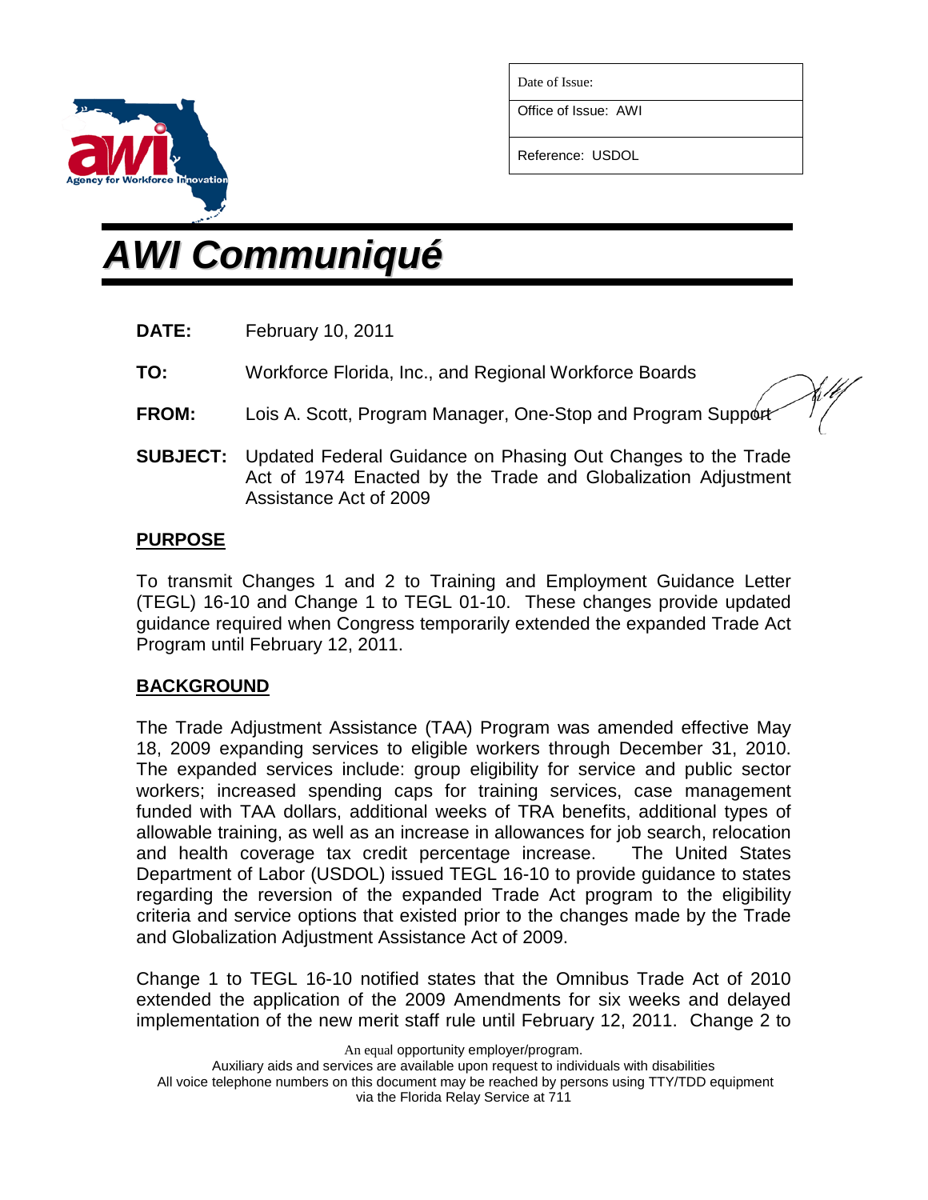| Date of Issue: |
| --- |
| Office of Issue: AWI |
| Reference: USDOL |

# *AWI Communiqué*

**DATE:** February 10, 2011

**TO:** Workforce Florida, Inc., and Regional Workforce Boards

**FROM:** Lois A. Scott, Program Manager, One-Stop and Program Support

**SUBJECT:** Updated Federal Guidance on Phasing Out Changes to the Trade Act of 1974 Enacted by the Trade and Globalization Adjustment Assistance Act of 2009

## PURPOSE

To transmit Changes 1 and 2 to Training and Employment Guidance Letter (TEGL) 16-10 and Change 1 to TEGL 01-10. These changes provide updated guidance required when Congress temporarily extended the expanded Trade Act Program until February 12, 2011.

## BACKGROUND

The Trade Adjustment Assistance (TAA) Program was amended effective May 18, 2009 expanding services to eligible workers through December 31, 2010. The expanded services include: group eligibility for service and public sector workers; increased spending caps for training services, case management funded with TAA dollars, additional weeks of TRA benefits, additional types of allowable training, as well as an increase in allowances for job search, relocation and health coverage tax credit percentage increase. The United States Department of Labor (USDOL) issued TEGL 16-10 to provide guidance to states regarding the reversion of the expanded Trade Act program to the eligibility criteria and service options that existed prior to the changes made by the Trade and Globalization Adjustment Assistance Act of 2009.

Change 1 to TEGL 16-10 notified states that the Omnibus Trade Act of 2010 extended the application of the 2009 Amendments for six weeks and delayed implementation of the new merit staff rule until February 12, 2011. Change 2 to

An equal opportunity employer/program.
Auxiliary aids and services are available upon request to individuals with disabilities
All voice telephone numbers on this document may be reached by persons using TTY/TDD equipment via the Florida Relay Service at 711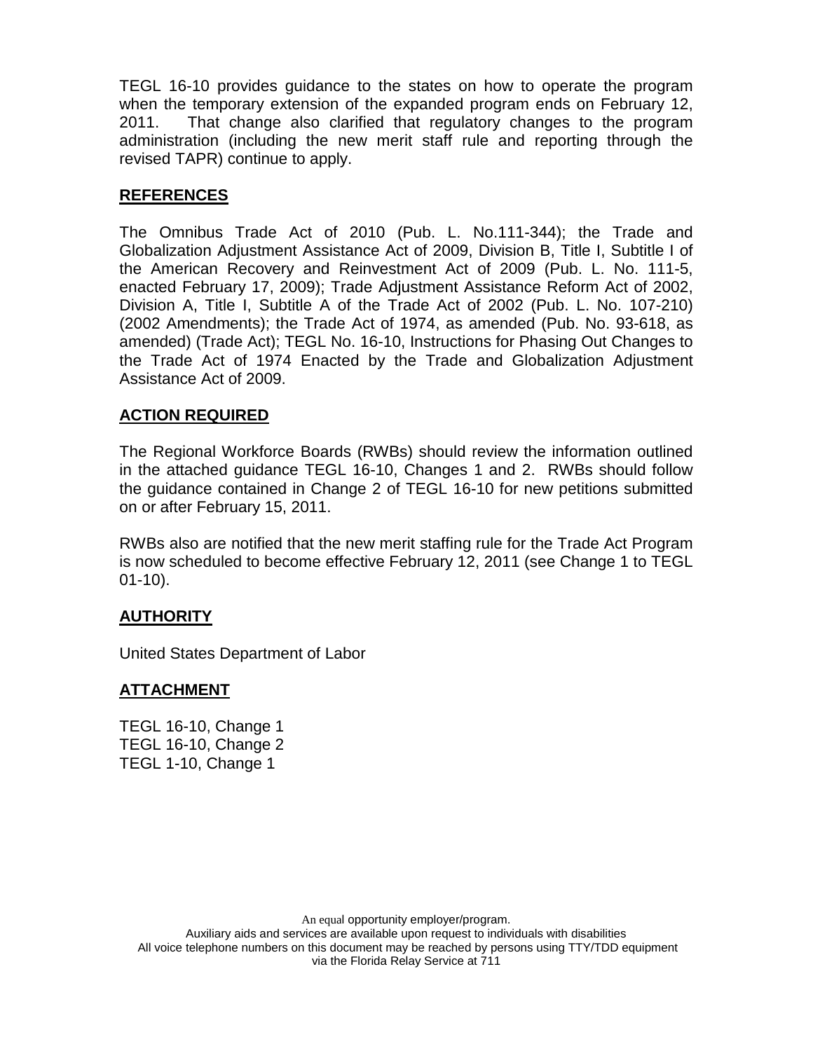TEGL 16-10 provides guidance to the states on how to operate the program when the temporary extension of the expanded program ends on February 12, 2011. That change also clarified that regulatory changes to the program administration (including the new merit staff rule and reporting through the revised TAPR) continue to apply.

## REFERENCES

The Omnibus Trade Act of 2010 (Pub. L. No.111-344); the Trade and Globalization Adjustment Assistance Act of 2009, Division B, Title I, Subtitle I of the American Recovery and Reinvestment Act of 2009 (Pub. L. No. 111-5, enacted February 17, 2009); Trade Adjustment Assistance Reform Act of 2002, Division A, Title I, Subtitle A of the Trade Act of 2002 (Pub. L. No. 107-210) (2002 Amendments); the Trade Act of 1974, as amended (Pub. No. 93-618, as amended) (Trade Act); TEGL No. 16-10, Instructions for Phasing Out Changes to the Trade Act of 1974 Enacted by the Trade and Globalization Adjustment Assistance Act of 2009.

## ACTION REQUIRED

The Regional Workforce Boards (RWBs) should review the information outlined in the attached guidance TEGL 16-10, Changes 1 and 2. RWBs should follow the guidance contained in Change 2 of TEGL 16-10 for new petitions submitted on or after February 15, 2011.

RWBs also are notified that the new merit staffing rule for the Trade Act Program is now scheduled to become effective February 12, 2011 (see Change 1 to TEGL 01-10).

## AUTHORITY

United States Department of Labor

## ATTACHMENT

TEGL 16-10, Change 1
TEGL 16-10, Change 2
TEGL 1-10, Change 1

An equal opportunity employer/program.
Auxiliary aids and services are available upon request to individuals with disabilities
All voice telephone numbers on this document may be reached by persons using TTY/TDD equipment via the Florida Relay Service at 711